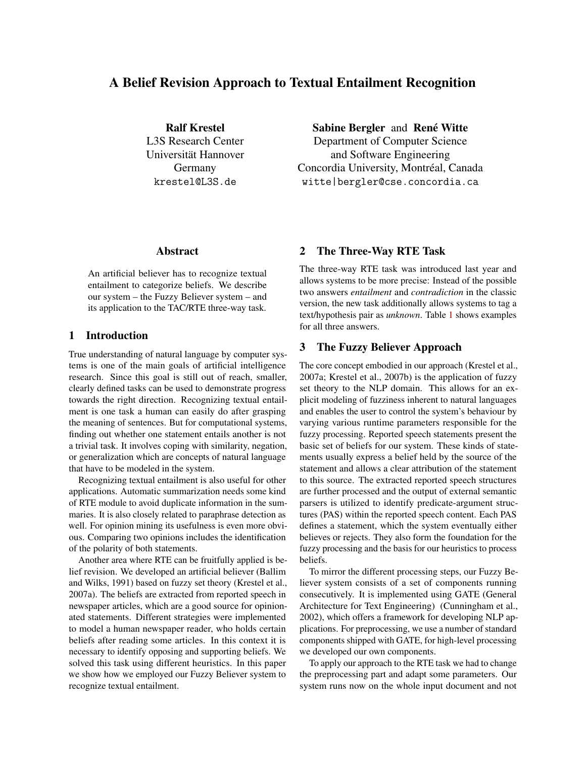# A Belief Revision Approach to Textual Entailment Recognition

**Ralf Krestel**
L3S Research Center
Universität Hannover
Germany
krestel@L3S.de

**Sabine Bergler** and **René Witte**
Department of Computer Science
and Software Engineering
Concordia University, Montréal, Canada
witte|bergler@cse.concordia.ca

## Abstract

An artificial believer has to recognize textual entailment to categorize beliefs. We describe our system – the Fuzzy Believer system – and its application to the TAC/RTE three-way task.

## 1 Introduction

True understanding of natural language by computer systems is one of the main goals of artificial intelligence research. Since this goal is still out of reach, smaller, clearly defined tasks can be used to demonstrate progress towards the right direction. Recognizing textual entailment is one task a human can easily do after grasping the meaning of sentences. But for computational systems, finding out whether one statement entails another is not a trivial task. It involves coping with similarity, negation, or generalization which are concepts of natural language that have to be modeled in the system.

Recognizing textual entailment is also useful for other applications. Automatic summarization needs some kind of RTE module to avoid duplicate information in the summaries. It is also closely related to paraphrase detection as well. For opinion mining its usefulness is even more obvious. Comparing two opinions includes the identification of the polarity of both statements.

Another area where RTE can be fruitfully applied is belief revision. We developed an artificial believer (Ballim and Wilks, 1991) based on fuzzy set theory (Krestel et al., 2007a). The beliefs are extracted from reported speech in newspaper articles, which are a good source for opinionated statements. Different strategies were implemented to model a human newspaper reader, who holds certain beliefs after reading some articles. In this context it is necessary to identify opposing and supporting beliefs. We solved this task using different heuristics. In this paper we show how we employed our Fuzzy Believer system to recognize textual entailment.

## 2 The Three-Way RTE Task

The three-way RTE task was introduced last year and allows systems to be more precise: Instead of the possible two answers *entailment* and *contradiction* in the classic version, the new task additionally allows systems to tag a text/hypothesis pair as *unknown*. Table 1 shows examples for all three answers.

## 3 The Fuzzy Believer Approach

The core concept embodied in our approach (Krestel et al., 2007a; Krestel et al., 2007b) is the application of fuzzy set theory to the NLP domain. This allows for an explicit modeling of fuzziness inherent to natural languages and enables the user to control the system's behaviour by varying various runtime parameters responsible for the fuzzy processing. Reported speech statements present the basic set of beliefs for our system. These kinds of statements usually express a belief held by the source of the statement and allows a clear attribution of the statement to this source. The extracted reported speech structures are further processed and the output of external semantic parsers is utilized to identify predicate-argument structures (PAS) within the reported speech content. Each PAS defines a statement, which the system eventually either believes or rejects. They also form the foundation for the fuzzy processing and the basis for our heuristics to process beliefs.

To mirror the different processing steps, our Fuzzy Believer system consists of a set of components running consecutively. It is implemented using GATE (General Architecture for Text Engineering) (Cunningham et al., 2002), which offers a framework for developing NLP applications. For preprocessing, we use a number of standard components shipped with GATE, for high-level processing we developed our own components.

To apply our approach to the RTE task we had to change the preprocessing part and adapt some parameters. Our system runs now on the whole input document and not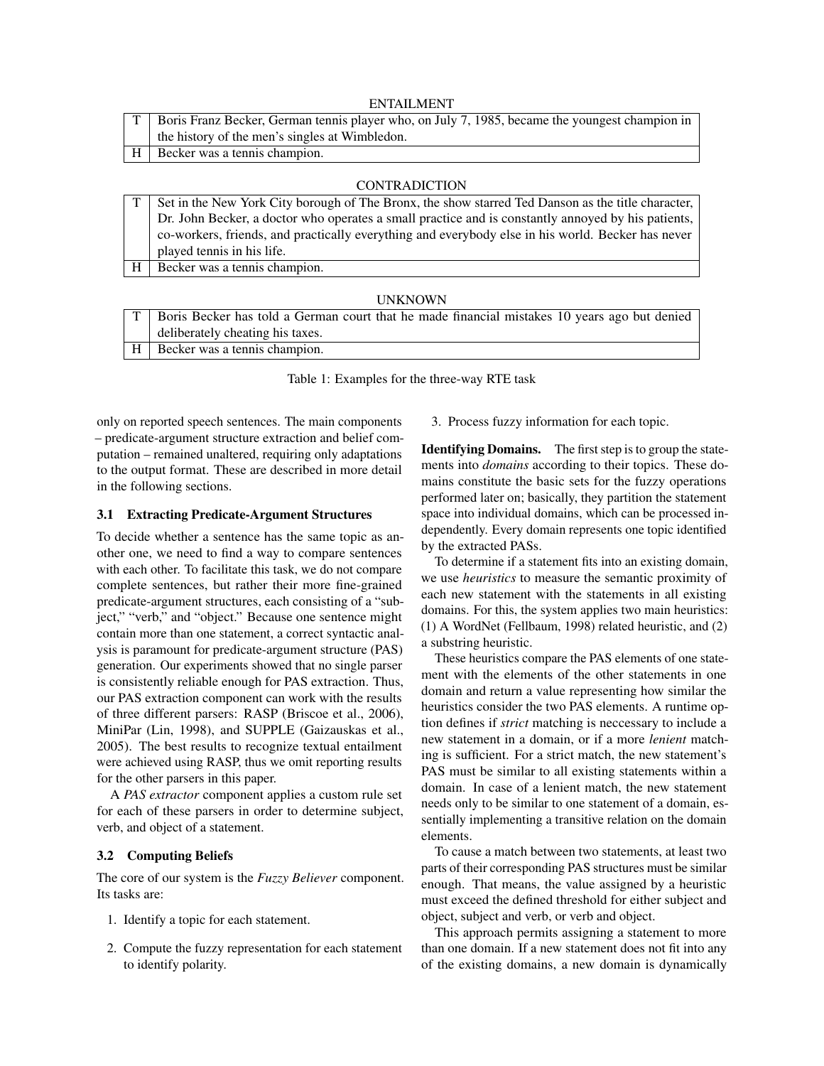ENTAILMENT

| | |
|---|---|
| T | Boris Franz Becker, German tennis player who, on July 7, 1985, became the youngest champion in the history of the men's singles at Wimbledon. |
| H | Becker was a tennis champion. |

CONTRADICTION

| | |
|---|---|
| T | Set in the New York City borough of The Bronx, the show starred Ted Danson as the title character, Dr. John Becker, a doctor who operates a small practice and is constantly annoyed by his patients, co-workers, friends, and practically everything and everybody else in his world. Becker has never played tennis in his life. |
| H | Becker was a tennis champion. |

UNKNOWN

| | |
|---|---|
| T | Boris Becker has told a German court that he made financial mistakes 10 years ago but denied deliberately cheating his taxes. |
| H | Becker was a tennis champion. |

Table 1: Examples for the three-way RTE task

only on reported speech sentences. The main components – predicate-argument structure extraction and belief computation – remained unaltered, requiring only adaptations to the output format. These are described in more detail in the following sections.

### 3.1 Extracting Predicate-Argument Structures

To decide whether a sentence has the same topic as another one, we need to find a way to compare sentences with each other. To facilitate this task, we do not compare complete sentences, but rather their more fine-grained predicate-argument structures, each consisting of a "subject," "verb," and "object." Because one sentence might contain more than one statement, a correct syntactic analysis is paramount for predicate-argument structure (PAS) generation. Our experiments showed that no single parser is consistently reliable enough for PAS extraction. Thus, our PAS extraction component can work with the results of three different parsers: RASP (Briscoe et al., 2006), MiniPar (Lin, 1998), and SUPPLE (Gaizauskas et al., 2005). The best results to recognize textual entailment were achieved using RASP, thus we omit reporting results for the other parsers in this paper.

A *PAS extractor* component applies a custom rule set for each of these parsers in order to determine subject, verb, and object of a statement.

### 3.2 Computing Beliefs

The core of our system is the *Fuzzy Believer* component. Its tasks are:

1. Identify a topic for each statement.
2. Compute the fuzzy representation for each statement to identify polarity.
3. Process fuzzy information for each topic.

**Identifying Domains.** The first step is to group the statements into *domains* according to their topics. These domains constitute the basic sets for the fuzzy operations performed later on; basically, they partition the statement space into individual domains, which can be processed independently. Every domain represents one topic identified by the extracted PASs.

To determine if a statement fits into an existing domain, we use *heuristics* to measure the semantic proximity of each new statement with the statements in all existing domains. For this, the system applies two main heuristics: (1) A WordNet (Fellbaum, 1998) related heuristic, and (2) a substring heuristic.

These heuristics compare the PAS elements of one statement with the elements of the other statements in one domain and return a value representing how similar the heuristics consider the two PAS elements. A runtime option defines if *strict* matching is neccessary to include a new statement in a domain, or if a more *lenient* matching is sufficient. For a strict match, the new statement's PAS must be similar to all existing statements within a domain. In case of a lenient match, the new statement needs only to be similar to one statement of a domain, essentially implementing a transitive relation on the domain elements.

To cause a match between two statements, at least two parts of their corresponding PAS structures must be similar enough. That means, the value assigned by a heuristic must exceed the defined threshold for either subject and object, subject and verb, or verb and object.

This approach permits assigning a statement to more than one domain. If a new statement does not fit into any of the existing domains, a new domain is dynamically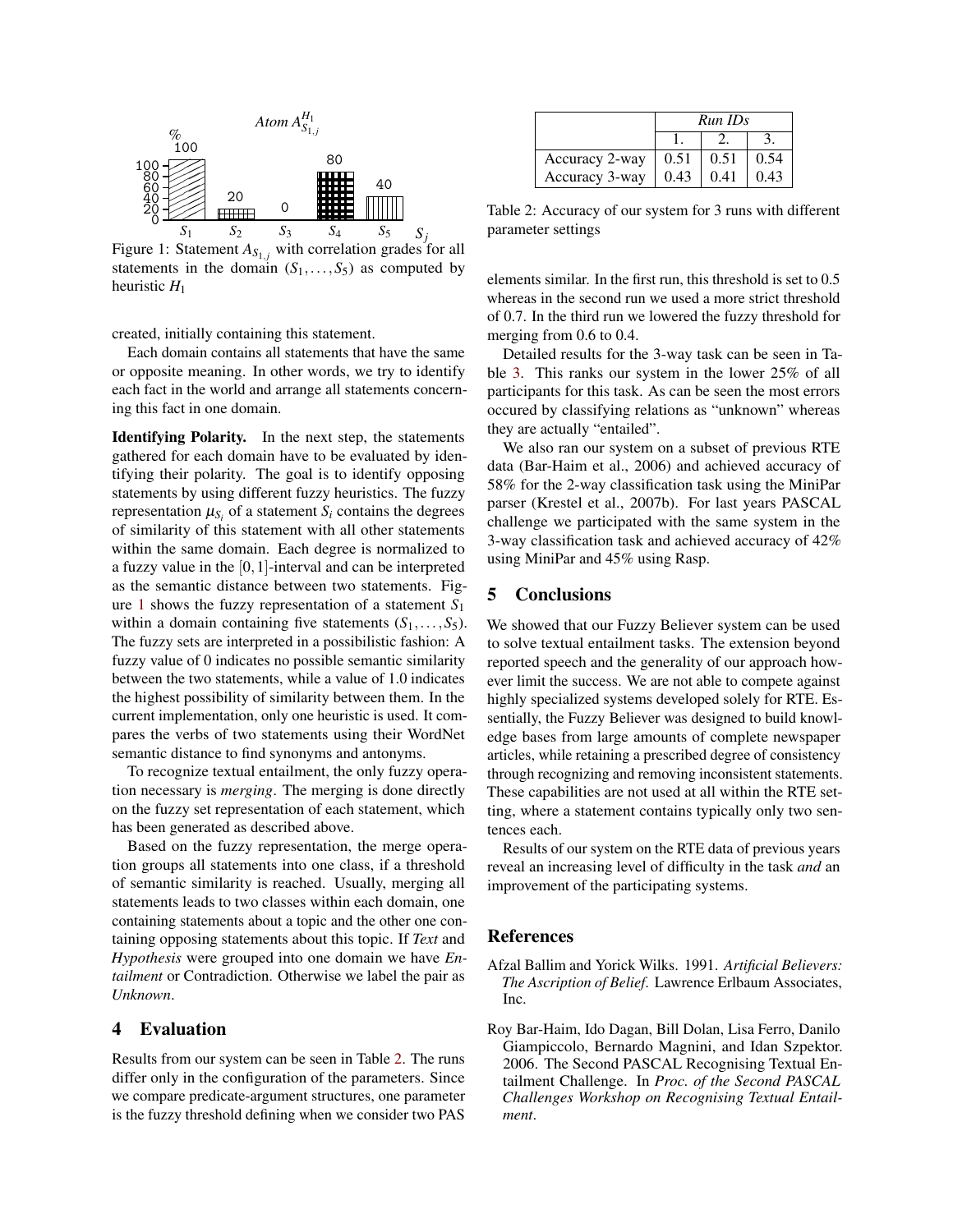Figure 1: Statement $A_{S_{1,j}}$ with correlation grades for all statements in the domain $(S_1, \ldots, S_5)$ as computed by heuristic $H_1$

created, initially containing this statement.

Each domain contains all statements that have the same or opposite meaning. In other words, we try to identify each fact in the world and arrange all statements concerning this fact in one domain.

**Identifying Polarity.** In the next step, the statements gathered for each domain have to be evaluated by identifying their polarity. The goal is to identify opposing statements by using different fuzzy heuristics. The fuzzy representation $\mu_{S_i}$ of a statement $S_i$ contains the degrees of similarity of this statement with all other statements within the same domain. Each degree is normalized to a fuzzy value in the $[0, 1]$-interval and can be interpreted as the semantic distance between two statements. Figure 1 shows the fuzzy representation of a statement $S_1$ within a domain containing five statements $(S_1, \ldots, S_5)$. The fuzzy sets are interpreted in a possibilistic fashion: A fuzzy value of 0 indicates no possible semantic similarity between the two statements, while a value of 1.0 indicates the highest possibility of similarity between them. In the current implementation, only one heuristic is used. It compares the verbs of two statements using their WordNet semantic distance to find synonyms and antonyms.

To recognize textual entailment, the only fuzzy operation necessary is *merging*. The merging is done directly on the fuzzy set representation of each statement, which has been generated as described above.

Based on the fuzzy representation, the merge operation groups all statements into one class, if a threshold of semantic similarity is reached. Usually, merging all statements leads to two classes within each domain, one containing statements about a topic and the other one containing opposing statements about this topic. If *Text* and *Hypothesis* were grouped into one domain we have *Entailment* or Contradiction. Otherwise we label the pair as *Unknown*.

## 4 Evaluation

Results from our system can be seen in Table 2. The runs differ only in the configuration of the parameters. Since we compare predicate-argument structures, one parameter is the fuzzy threshold defining when we consider two PAS elements similar. In the first run, this threshold is set to 0.5 whereas in the second run we used a more strict threshold of 0.7. In the third run we lowered the fuzzy threshold for merging from 0.6 to 0.4.

| | *Run IDs* | | |
|---|---|---|---|
| | 1. | 2. | 3. |
| Accuracy 2-way | 0.51 | 0.51 | 0.54 |
| Accuracy 3-way | 0.43 | 0.41 | 0.43 |

Table 2: Accuracy of our system for 3 runs with different parameter settings

Detailed results for the 3-way task can be seen in Table 3. This ranks our system in the lower 25% of all participants for this task. As can be seen the most errors occured by classifying relations as "unknown" whereas they are actually "entailed".

We also ran our system on a subset of previous RTE data (Bar-Haim et al., 2006) and achieved accuracy of 58% for the 2-way classification task using the MiniPar parser (Krestel et al., 2007b). For last years PASCAL challenge we participated with the same system in the 3-way classification task and achieved accuracy of 42% using MiniPar and 45% using Rasp.

## 5 Conclusions

We showed that our Fuzzy Believer system can be used to solve textual entailment tasks. The extension beyond reported speech and the generality of our approach however limit the success. We are not able to compete against highly specialized systems developed solely for RTE. Essentially, the Fuzzy Believer was designed to build knowledge bases from large amounts of complete newspaper articles, while retaining a prescribed degree of consistency through recognizing and removing inconsistent statements. These capabilities are not used at all within the RTE setting, where a statement contains typically only two sentences each.

Results of our system on the RTE data of previous years reveal an increasing level of difficulty in the task *and* an improvement of the participating systems.

## References

Afzal Ballim and Yorick Wilks. 1991. *Artificial Believers: The Ascription of Belief*. Lawrence Erlbaum Associates, Inc.

Roy Bar-Haim, Ido Dagan, Bill Dolan, Lisa Ferro, Danilo Giampiccolo, Bernardo Magnini, and Idan Szpektor. 2006. The Second PASCAL Recognising Textual Entailment Challenge. In *Proc. of the Second PASCAL Challenges Workshop on Recognising Textual Entailment*.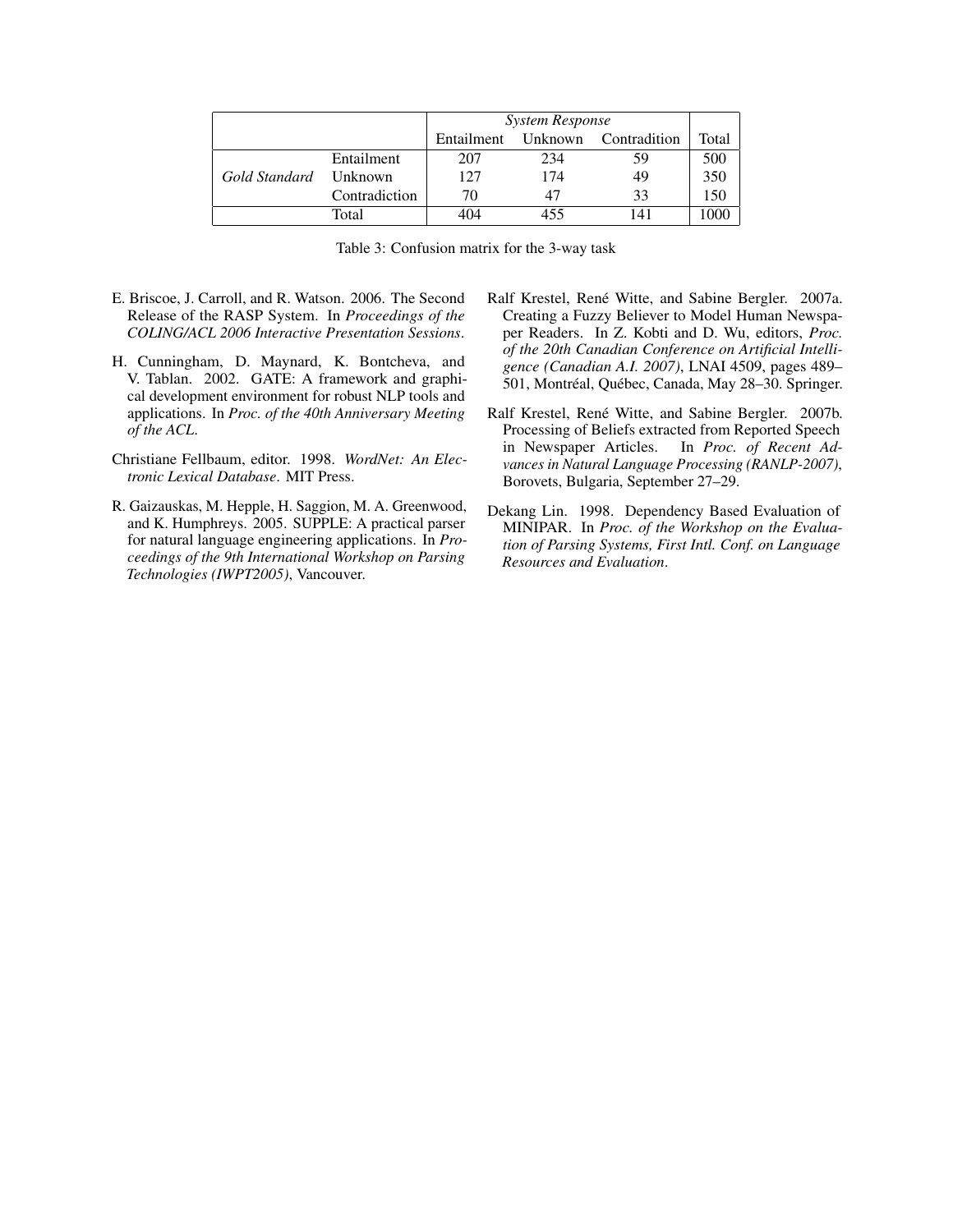| | | System Response | | | |
|---|---|---|---|---|---|
| | | Entailment | Unknown | Contradition | Total |
| *Gold Standard* | Entailment | 207 | 234 | 59 | 500 |
| | Unknown | 127 | 174 | 49 | 350 |
| | Contradiction | 70 | 47 | 33 | 150 |
| | Total | 404 | 455 | 141 | 1000 |

Table 3: Confusion matrix for the 3-way task

E. Briscoe, J. Carroll, and R. Watson. 2006. The Second Release of the RASP System. In *Proceedings of the COLING/ACL 2006 Interactive Presentation Sessions*.

H. Cunningham, D. Maynard, K. Bontcheva, and V. Tablan. 2002. GATE: A framework and graphical development environment for robust NLP tools and applications. In *Proc. of the 40th Anniversary Meeting of the ACL*.

Christiane Fellbaum, editor. 1998. *WordNet: An Electronic Lexical Database*. MIT Press.

R. Gaizauskas, M. Hepple, H. Saggion, M. A. Greenwood, and K. Humphreys. 2005. SUPPLE: A practical parser for natural language engineering applications. In *Proceedings of the 9th International Workshop on Parsing Technologies (IWPT2005)*, Vancouver.

Ralf Krestel, René Witte, and Sabine Bergler. 2007a. Creating a Fuzzy Believer to Model Human Newspaper Readers. In Z. Kobti and D. Wu, editors, *Proc. of the 20th Canadian Conference on Artificial Intelligence (Canadian A.I. 2007)*, LNAI 4509, pages 489–501, Montréal, Québec, Canada, May 28–30. Springer.

Ralf Krestel, René Witte, and Sabine Bergler. 2007b. Processing of Beliefs extracted from Reported Speech in Newspaper Articles. In *Proc. of Recent Advances in Natural Language Processing (RANLP-2007)*, Borovets, Bulgaria, September 27–29.

Dekang Lin. 1998. Dependency Based Evaluation of MINIPAR. In *Proc. of the Workshop on the Evaluation of Parsing Systems, First Intl. Conf. on Language Resources and Evaluation*.